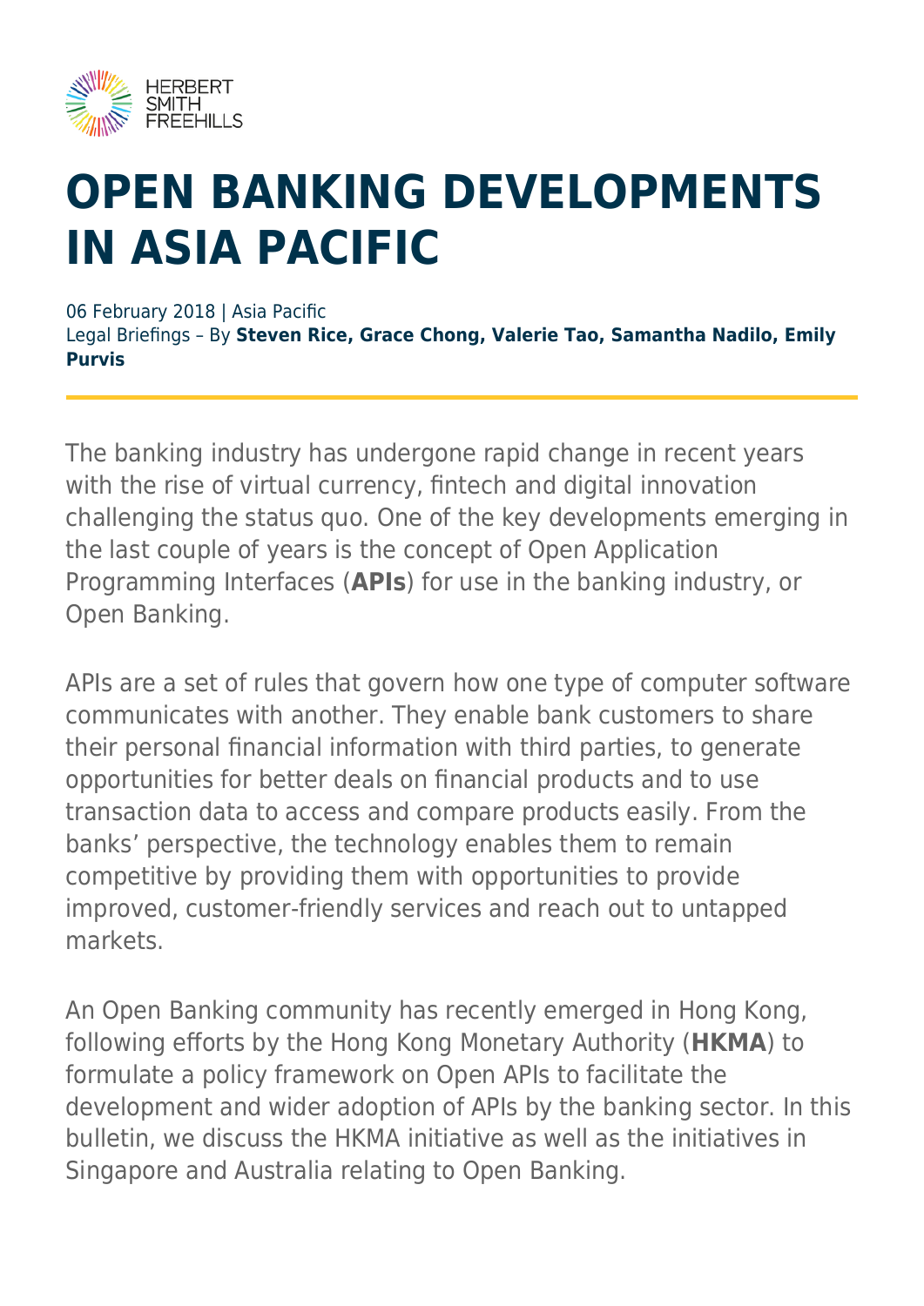# OPEN BANKING DEVELOPMENTS IN ASIA PACIFIC

06 February 2018 | Asia Pacific
Legal Briefings – By **Steven Rice, Grace Chong, Valerie Tao, Samantha Nadilo, Emily Purvis**

The banking industry has undergone rapid change in recent years with the rise of virtual currency, fintech and digital innovation challenging the status quo. One of the key developments emerging in the last couple of years is the concept of Open Application Programming Interfaces (**APIs**) for use in the banking industry, or Open Banking.

APIs are a set of rules that govern how one type of computer software communicates with another. They enable bank customers to share their personal financial information with third parties, to generate opportunities for better deals on financial products and to use transaction data to access and compare products easily. From the banks' perspective, the technology enables them to remain competitive by providing them with opportunities to provide improved, customer-friendly services and reach out to untapped markets.

An Open Banking community has recently emerged in Hong Kong, following efforts by the Hong Kong Monetary Authority (**HKMA**) to formulate a policy framework on Open APIs to facilitate the development and wider adoption of APIs by the banking sector. In this bulletin, we discuss the HKMA initiative as well as the initiatives in Singapore and Australia relating to Open Banking.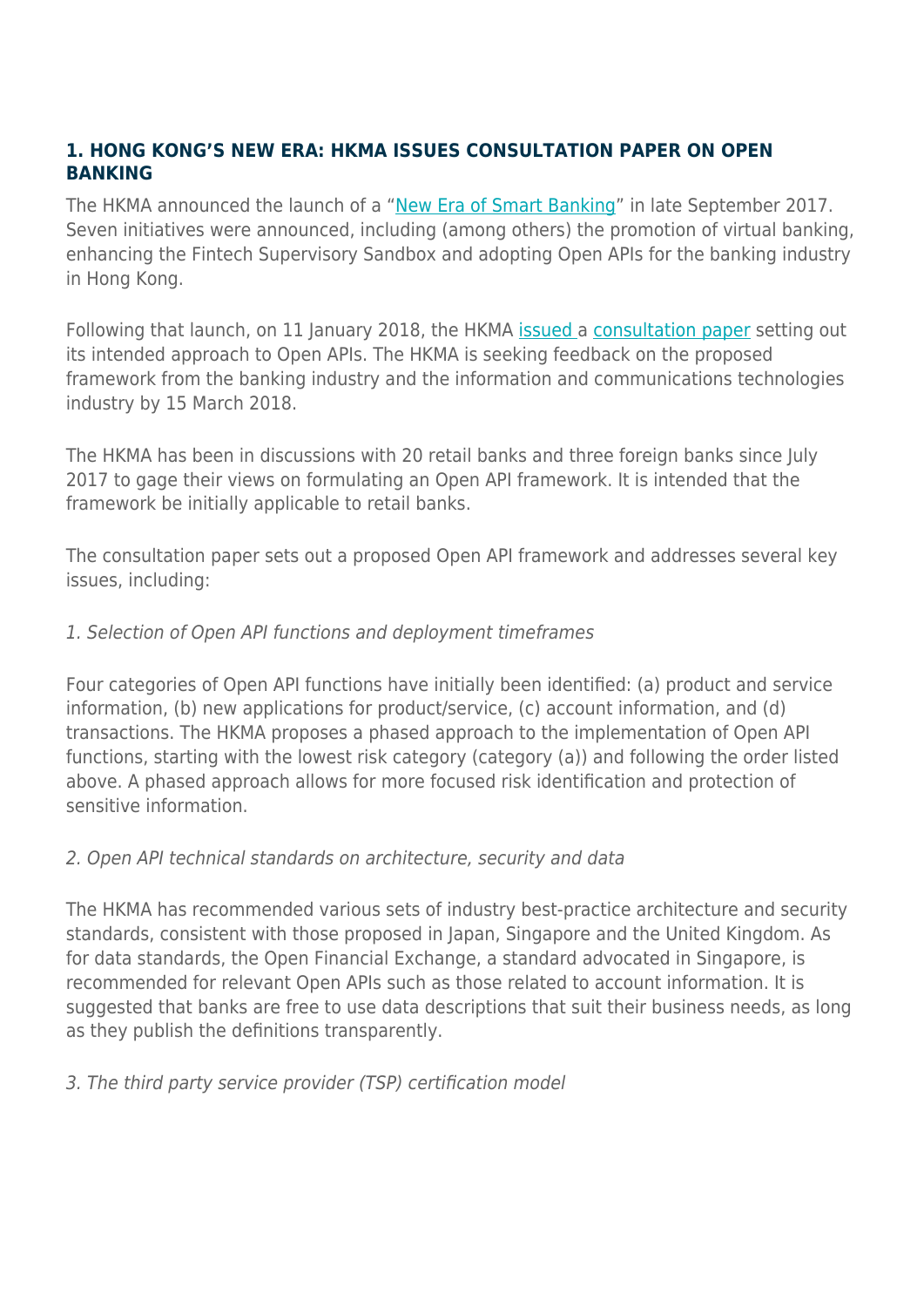## 1. HONG KONG'S NEW ERA: HKMA ISSUES CONSULTATION PAPER ON OPEN BANKING

The HKMA announced the launch of a "New Era of Smart Banking" in late September 2017. Seven initiatives were announced, including (among others) the promotion of virtual banking, enhancing the Fintech Supervisory Sandbox and adopting Open APIs for the banking industry in Hong Kong.

Following that launch, on 11 January 2018, the HKMA issued a consultation paper setting out its intended approach to Open APIs. The HKMA is seeking feedback on the proposed framework from the banking industry and the information and communications technologies industry by 15 March 2018.

The HKMA has been in discussions with 20 retail banks and three foreign banks since July 2017 to gage their views on formulating an Open API framework. It is intended that the framework be initially applicable to retail banks.

The consultation paper sets out a proposed Open API framework and addresses several key issues, including:

*1. Selection of Open API functions and deployment timeframes*

Four categories of Open API functions have initially been identified: (a) product and service information, (b) new applications for product/service, (c) account information, and (d) transactions. The HKMA proposes a phased approach to the implementation of Open API functions, starting with the lowest risk category (category (a)) and following the order listed above. A phased approach allows for more focused risk identification and protection of sensitive information.

*2. Open API technical standards on architecture, security and data*

The HKMA has recommended various sets of industry best-practice architecture and security standards, consistent with those proposed in Japan, Singapore and the United Kingdom. As for data standards, the Open Financial Exchange, a standard advocated in Singapore, is recommended for relevant Open APIs such as those related to account information. It is suggested that banks are free to use data descriptions that suit their business needs, as long as they publish the definitions transparently.

*3. The third party service provider (TSP) certification model*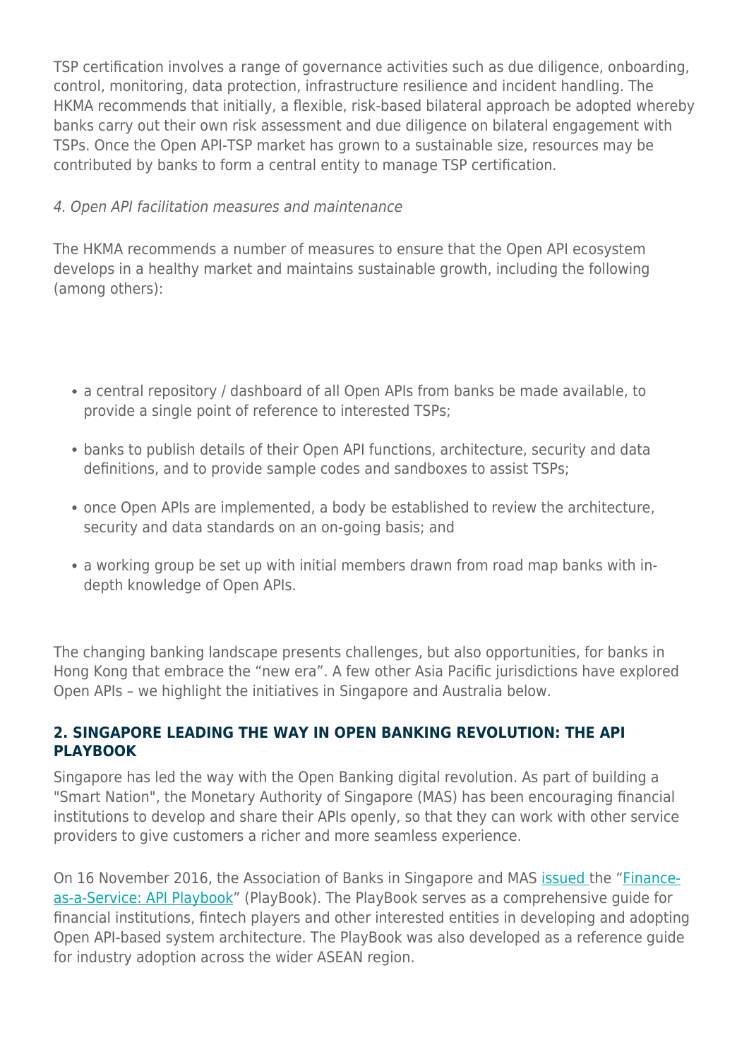TSP certification involves a range of governance activities such as due diligence, onboarding, control, monitoring, data protection, infrastructure resilience and incident handling. The HKMA recommends that initially, a flexible, risk-based bilateral approach be adopted whereby banks carry out their own risk assessment and due diligence on bilateral engagement with TSPs. Once the Open API-TSP market has grown to a sustainable size, resources may be contributed by banks to form a central entity to manage TSP certification.

*4. Open API facilitation measures and maintenance*

The HKMA recommends a number of measures to ensure that the Open API ecosystem develops in a healthy market and maintains sustainable growth, including the following (among others):

- a central repository / dashboard of all Open APIs from banks be made available, to provide a single point of reference to interested TSPs;
- banks to publish details of their Open API functions, architecture, security and data definitions, and to provide sample codes and sandboxes to assist TSPs;
- once Open APIs are implemented, a body be established to review the architecture, security and data standards on an on-going basis; and
- a working group be set up with initial members drawn from road map banks with in-depth knowledge of Open APIs.

The changing banking landscape presents challenges, but also opportunities, for banks in Hong Kong that embrace the "new era". A few other Asia Pacific jurisdictions have explored Open APIs – we highlight the initiatives in Singapore and Australia below.

## 2. SINGAPORE LEADING THE WAY IN OPEN BANKING REVOLUTION: THE API PLAYBOOK

Singapore has led the way with the Open Banking digital revolution. As part of building a "Smart Nation", the Monetary Authority of Singapore (MAS) has been encouraging financial institutions to develop and share their APIs openly, so that they can work with other service providers to give customers a richer and more seamless experience.

On 16 November 2016, the Association of Banks in Singapore and MAS issued the "Finance-as-a-Service: API Playbook" (PlayBook). The PlayBook serves as a comprehensive guide for financial institutions, fintech players and other interested entities in developing and adopting Open API-based system architecture. The PlayBook was also developed as a reference guide for industry adoption across the wider ASEAN region.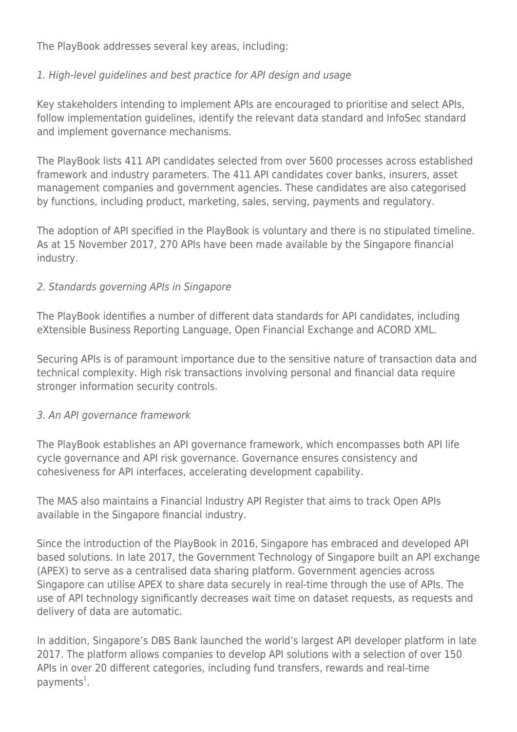The PlayBook addresses several key areas, including:

*1. High-level guidelines and best practice for API design and usage*

Key stakeholders intending to implement APIs are encouraged to prioritise and select APIs, follow implementation guidelines, identify the relevant data standard and InfoSec standard and implement governance mechanisms.

The PlayBook lists 411 API candidates selected from over 5600 processes across established framework and industry parameters. The 411 API candidates cover banks, insurers, asset management companies and government agencies. These candidates are also categorised by functions, including product, marketing, sales, serving, payments and regulatory.

The adoption of API specified in the PlayBook is voluntary and there is no stipulated timeline. As at 15 November 2017, 270 APIs have been made available by the Singapore financial industry.

*2. Standards governing APIs in Singapore*

The PlayBook identifies a number of different data standards for API candidates, including eXtensible Business Reporting Language, Open Financial Exchange and ACORD XML.

Securing APIs is of paramount importance due to the sensitive nature of transaction data and technical complexity. High risk transactions involving personal and financial data require stronger information security controls.

*3. An API governance framework*

The PlayBook establishes an API governance framework, which encompasses both API life cycle governance and API risk governance. Governance ensures consistency and cohesiveness for API interfaces, accelerating development capability.

The MAS also maintains a Financial Industry API Register that aims to track Open APIs available in the Singapore financial industry.

Since the introduction of the PlayBook in 2016, Singapore has embraced and developed API based solutions. In late 2017, the Government Technology of Singapore built an API exchange (APEX) to serve as a centralised data sharing platform. Government agencies across Singapore can utilise APEX to share data securely in real-time through the use of APIs. The use of API technology significantly decreases wait time on dataset requests, as requests and delivery of data are automatic.

In addition, Singapore's DBS Bank launched the world's largest API developer platform in late 2017. The platform allows companies to develop API solutions with a selection of over 150 APIs in over 20 different categories, including fund transfers, rewards and real-time payments[1].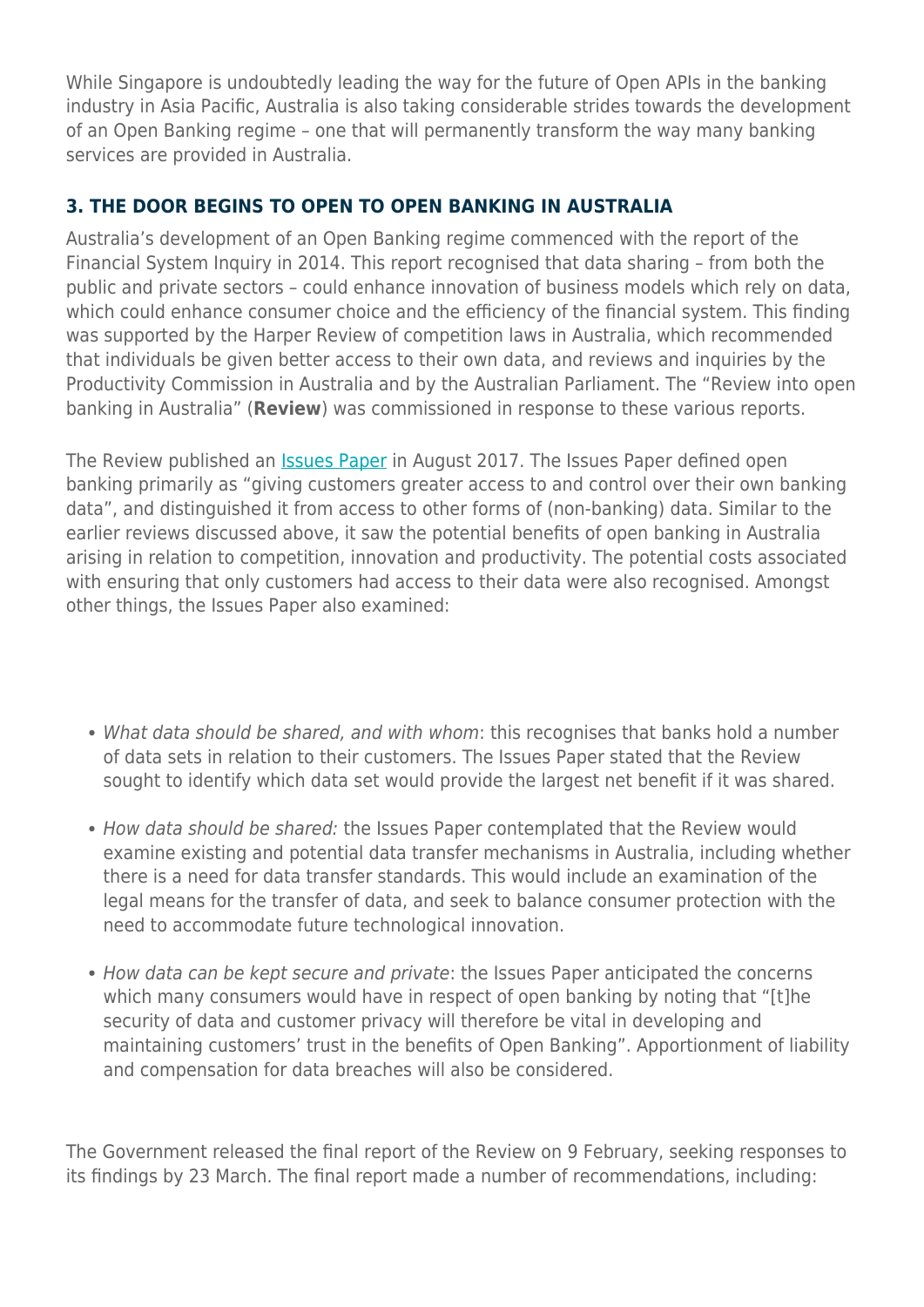While Singapore is undoubtedly leading the way for the future of Open APIs in the banking industry in Asia Pacific, Australia is also taking considerable strides towards the development of an Open Banking regime – one that will permanently transform the way many banking services are provided in Australia.

## 3. THE DOOR BEGINS TO OPEN TO OPEN BANKING IN AUSTRALIA

Australia's development of an Open Banking regime commenced with the report of the Financial System Inquiry in 2014. This report recognised that data sharing – from both the public and private sectors – could enhance innovation of business models which rely on data, which could enhance consumer choice and the efficiency of the financial system. This finding was supported by the Harper Review of competition laws in Australia, which recommended that individuals be given better access to their own data, and reviews and inquiries by the Productivity Commission in Australia and by the Australian Parliament. The "Review into open banking in Australia" (**Review**) was commissioned in response to these various reports.

The Review published an Issues Paper in August 2017. The Issues Paper defined open banking primarily as "giving customers greater access to and control over their own banking data", and distinguished it from access to other forms of (non-banking) data. Similar to the earlier reviews discussed above, it saw the potential benefits of open banking in Australia arising in relation to competition, innovation and productivity. The potential costs associated with ensuring that only customers had access to their data were also recognised. Amongst other things, the Issues Paper also examined:

- *What data should be shared, and with whom*: this recognises that banks hold a number of data sets in relation to their customers. The Issues Paper stated that the Review sought to identify which data set would provide the largest net benefit if it was shared.
- *How data should be shared:* the Issues Paper contemplated that the Review would examine existing and potential data transfer mechanisms in Australia, including whether there is a need for data transfer standards. This would include an examination of the legal means for the transfer of data, and seek to balance consumer protection with the need to accommodate future technological innovation.
- *How data can be kept secure and private*: the Issues Paper anticipated the concerns which many consumers would have in respect of open banking by noting that "[t]he security of data and customer privacy will therefore be vital in developing and maintaining customers' trust in the benefits of Open Banking". Apportionment of liability and compensation for data breaches will also be considered.

The Government released the final report of the Review on 9 February, seeking responses to its findings by 23 March. The final report made a number of recommendations, including: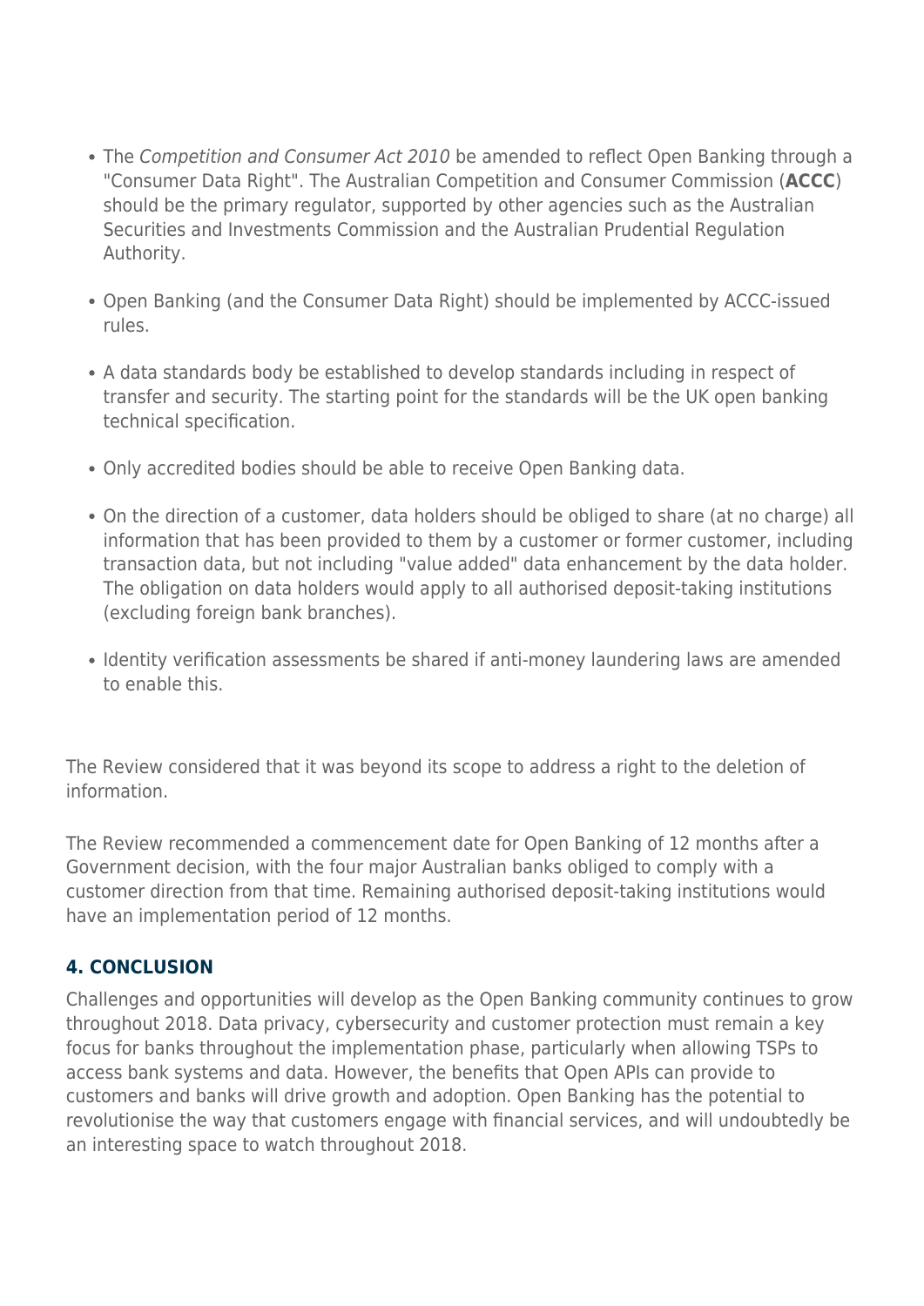- The *Competition and Consumer Act 2010* be amended to reflect Open Banking through a "Consumer Data Right". The Australian Competition and Consumer Commission (**ACCC**) should be the primary regulator, supported by other agencies such as the Australian Securities and Investments Commission and the Australian Prudential Regulation Authority.
- Open Banking (and the Consumer Data Right) should be implemented by ACCC-issued rules.
- A data standards body be established to develop standards including in respect of transfer and security. The starting point for the standards will be the UK open banking technical specification.
- Only accredited bodies should be able to receive Open Banking data.
- On the direction of a customer, data holders should be obliged to share (at no charge) all information that has been provided to them by a customer or former customer, including transaction data, but not including "value added" data enhancement by the data holder. The obligation on data holders would apply to all authorised deposit-taking institutions (excluding foreign bank branches).
- Identity verification assessments be shared if anti-money laundering laws are amended to enable this.

The Review considered that it was beyond its scope to address a right to the deletion of information.

The Review recommended a commencement date for Open Banking of 12 months after a Government decision, with the four major Australian banks obliged to comply with a customer direction from that time. Remaining authorised deposit-taking institutions would have an implementation period of 12 months.

## 4. CONCLUSION

Challenges and opportunities will develop as the Open Banking community continues to grow throughout 2018. Data privacy, cybersecurity and customer protection must remain a key focus for banks throughout the implementation phase, particularly when allowing TSPs to access bank systems and data. However, the benefits that Open APIs can provide to customers and banks will drive growth and adoption. Open Banking has the potential to revolutionise the way that customers engage with financial services, and will undoubtedly be an interesting space to watch throughout 2018.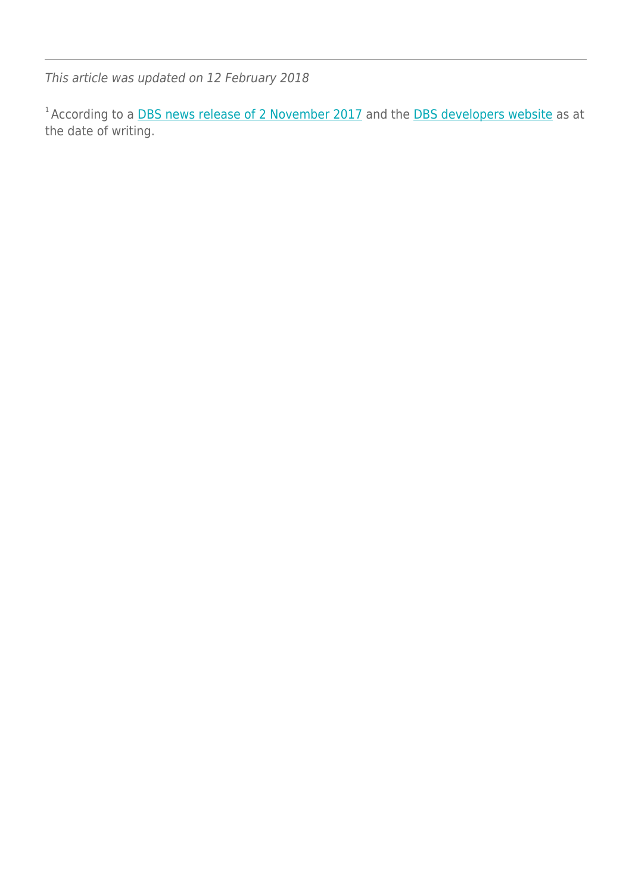---

*This article was updated on 12 February 2018*

[1] According to a DBS news release of 2 November 2017 and the DBS developers website as at the date of writing.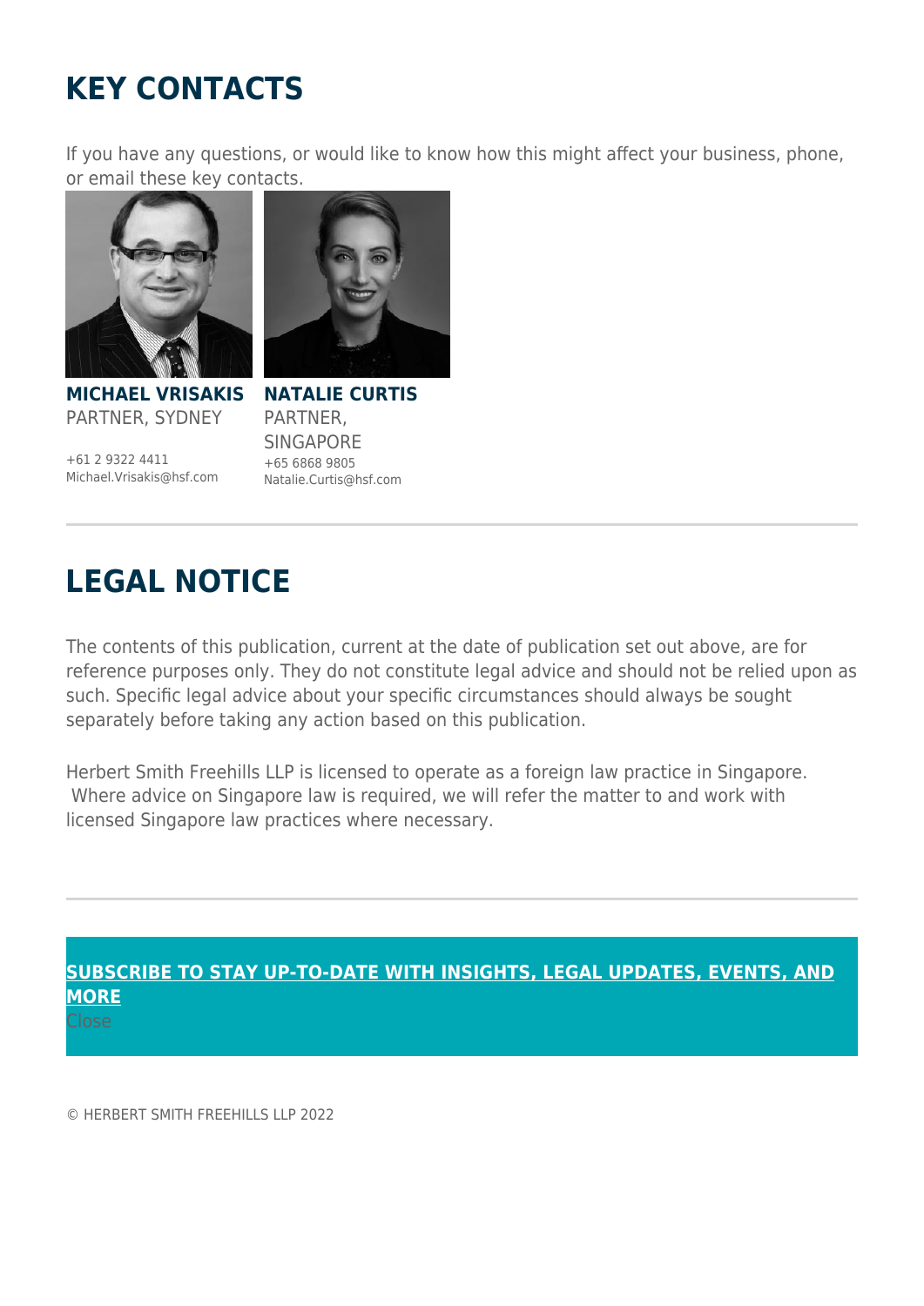## KEY CONTACTS

If you have any questions, or would like to know how this might affect your business, phone, or email these key contacts.

**MICHAEL VRISAKIS**
PARTNER, SYDNEY

+61 2 9322 4411
Michael.Vrisakis@hsf.com

**NATALIE CURTIS**
PARTNER, SINGAPORE

+65 6868 9805
Natalie.Curtis@hsf.com

## LEGAL NOTICE

The contents of this publication, current at the date of publication set out above, are for reference purposes only. They do not constitute legal advice and should not be relied upon as such. Specific legal advice about your specific circumstances should always be sought separately before taking any action based on this publication.

Herbert Smith Freehills LLP is licensed to operate as a foreign law practice in Singapore. Where advice on Singapore law is required, we will refer the matter to and work with licensed Singapore law practices where necessary.

**SUBSCRIBE TO STAY UP-TO-DATE WITH INSIGHTS, LEGAL UPDATES, EVENTS, AND MORE**

Close

© HERBERT SMITH FREEHILLS LLP 2022